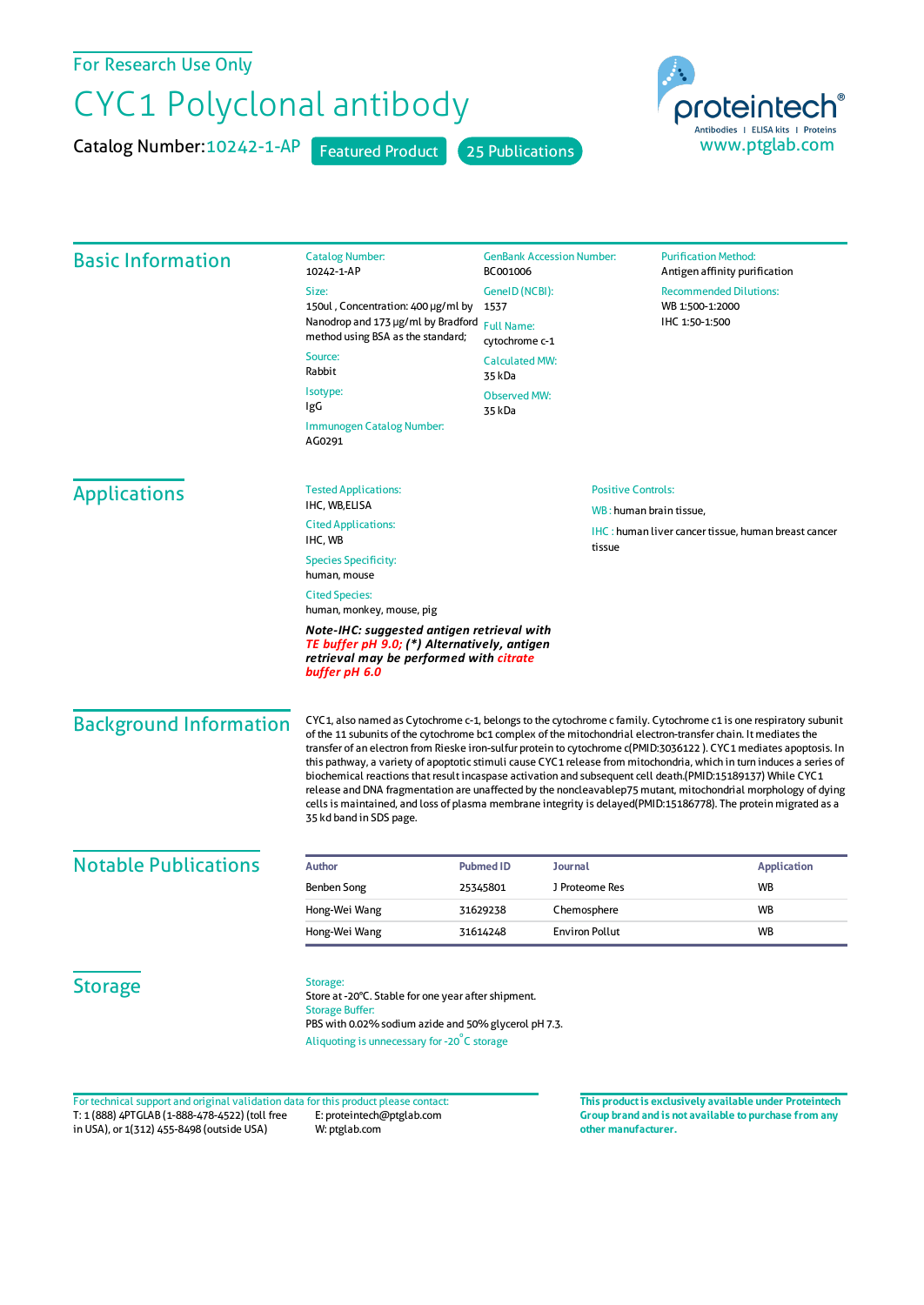For Research Use Only

# CYC1 Polyclonal antibody

Catalog Number: 10242-1-AP    Featured Product    25 Publications

proteintech® Antibodies | ELISA kits | Proteins
www.ptglab.com

## Basic Information

Catalog Number:
10242-1-AP

Size:
150ul , Concentration: 400 μg/ml by Nanodrop and 173 μg/ml by Bradford method using BSA as the standard;

Source:
Rabbit

Isotype:
IgG

Immunogen Catalog Number:
AG0291

GenBank Accession Number:
BC001006

GeneID (NCBI):
1537

Full Name:
cytochrome c-1

Calculated MW:
35 kDa

Observed MW:
35 kDa

Purification Method:
Antigen affinity purification

Recommended Dilutions:
WB 1:500-1:2000
IHC 1:50-1:500

## Applications

Tested Applications:
IHC, WB,ELISA

Cited Applications:
IHC, WB

Species Specificity:
human, mouse

Cited Species:
human, monkey, mouse, pig

***Note-IHC: suggested antigen retrieval with TE buffer pH 9.0; (\*) Alternatively, antigen retrieval may be performed with citrate buffer pH 6.0***

Positive Controls:

WB : human brain tissue,

IHC : human liver cancer tissue, human breast cancer tissue

## Background Information

CYC1, also named as Cytochrome c-1, belongs to the cytochrome c family. Cytochrome c1 is one respiratory subunit of the 11 subunits of the cytochrome bc1 complex of the mitochondrial electron-transfer chain. It mediates the transfer of an electron from Rieske iron-sulfur protein to cytochrome c(PMID:3036122 ). CYC1 mediates apoptosis. In this pathway, a variety of apoptotic stimuli cause CYC1 release from mitochondria, which in turn induces a series of biochemical reactions that result incaspase activation and subsequent cell death.(PMID:15189137) While CYC1 release and DNA fragmentation are unaffected by the noncleavablep75 mutant, mitochondrial morphology of dying cells is maintained, and loss of plasma membrane integrity is delayed(PMID:15186778). The protein migrated as a 35 kd band in SDS page.

## Notable Publications

| Author | Pubmed ID | Journal | Application |
|---|---|---|---|
| Benben Song | 25345801 | J Proteome Res | WB |
| Hong-Wei Wang | 31629238 | Chemosphere | WB |
| Hong-Wei Wang | 31614248 | Environ Pollut | WB |

## Storage

Storage:
Store at -20°C. Stable for one year after shipment.
Storage Buffer:
PBS with 0.02% sodium azide and 50% glycerol pH 7.3.
Aliquoting is unnecessary for -20°C storage

For technical support and original validation data for this product please contact:
T: 1 (888) 4PTGLAB (1-888-478-4522) (toll free in USA), or 1(312) 455-8498 (outside USA)
E: proteintech@ptglab.com
W: ptglab.com

**This product is exclusively available under Proteintech Group brand and is not available to purchase from any other manufacturer.**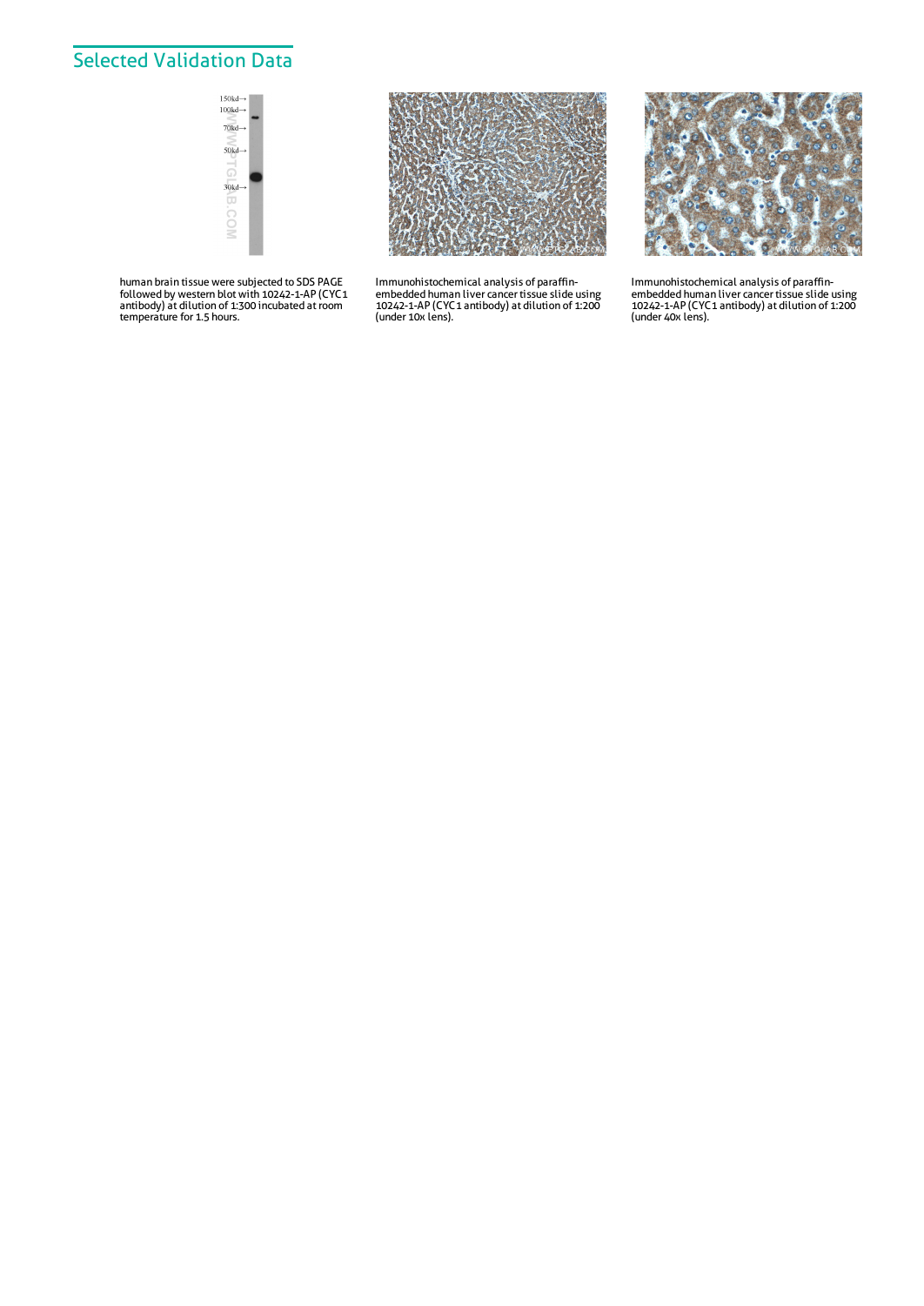## Selected Validation Data

150kd→
100kd→
70kd→
50kd→
30kd→

human brain tissue were subjected to SDS PAGE followed by western blot with 10242-1-AP (CYC1 antibody) at dilution of 1:300 incubated at room temperature for 1.5 hours.

Immunohistochemical analysis of paraffin-embedded human liver cancer tissue slide using 10242-1-AP (CYC1 antibody) at dilution of 1:200 (under 10x lens).

Immunohistochemical analysis of paraffin-embedded human liver cancer tissue slide using 10242-1-AP (CYC1 antibody) at dilution of 1:200 (under 40x lens).